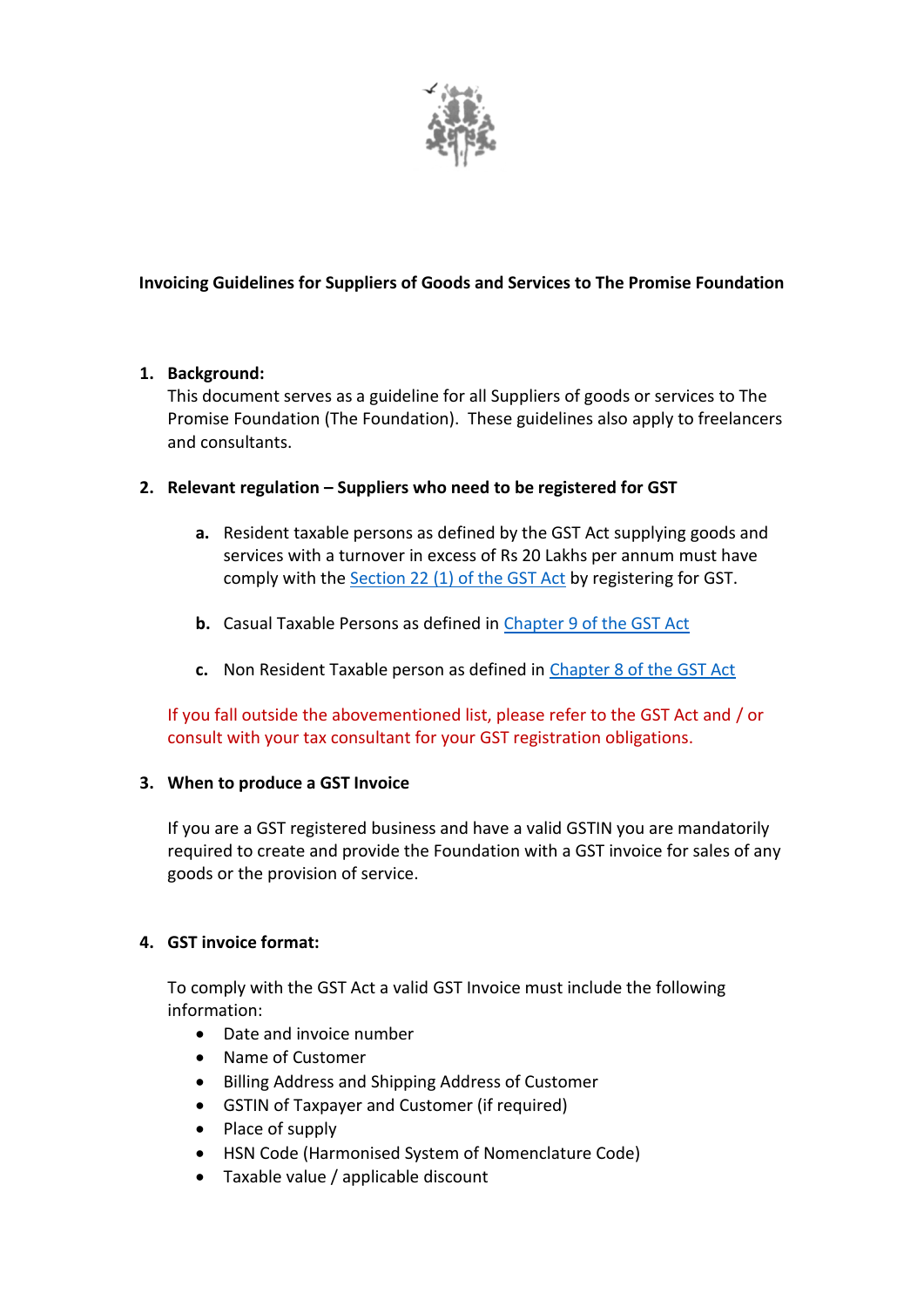**Invoicing Guidelines for Suppliers of Goods and Services to The Promise Foundation**

1. **Background:**
   This document serves as a guideline for all Suppliers of goods or services to The Promise Foundation (The Foundation). These guidelines also apply to freelancers and consultants.

2. **Relevant regulation – Suppliers who need to be registered for GST**

   a. Resident taxable persons as defined by the GST Act supplying goods and services with a turnover in excess of Rs 20 Lakhs per annum must have comply with the [Section 22 (1) of the GST Act]() by registering for GST.

   b. Casual Taxable Persons as defined in [Chapter 9 of the GST Act]()

   c. Non Resident Taxable person as defined in [Chapter 8 of the GST Act]()

   If you fall outside the abovementioned list, please refer to the GST Act and / or consult with your tax consultant for your GST registration obligations.

3. **When to produce a GST Invoice**

   If you are a GST registered business and have a valid GSTIN you are mandatorily required to create and provide the Foundation with a GST invoice for sales of any goods or the provision of service.

4. **GST invoice format:**

   To comply with the GST Act a valid GST Invoice must include the following information:
   - Date and invoice number
   - Name of Customer
   - Billing Address and Shipping Address of Customer
   - GSTIN of Taxpayer and Customer (if required)
   - Place of supply
   - HSN Code (Harmonised System of Nomenclature Code)
   - Taxable value / applicable discount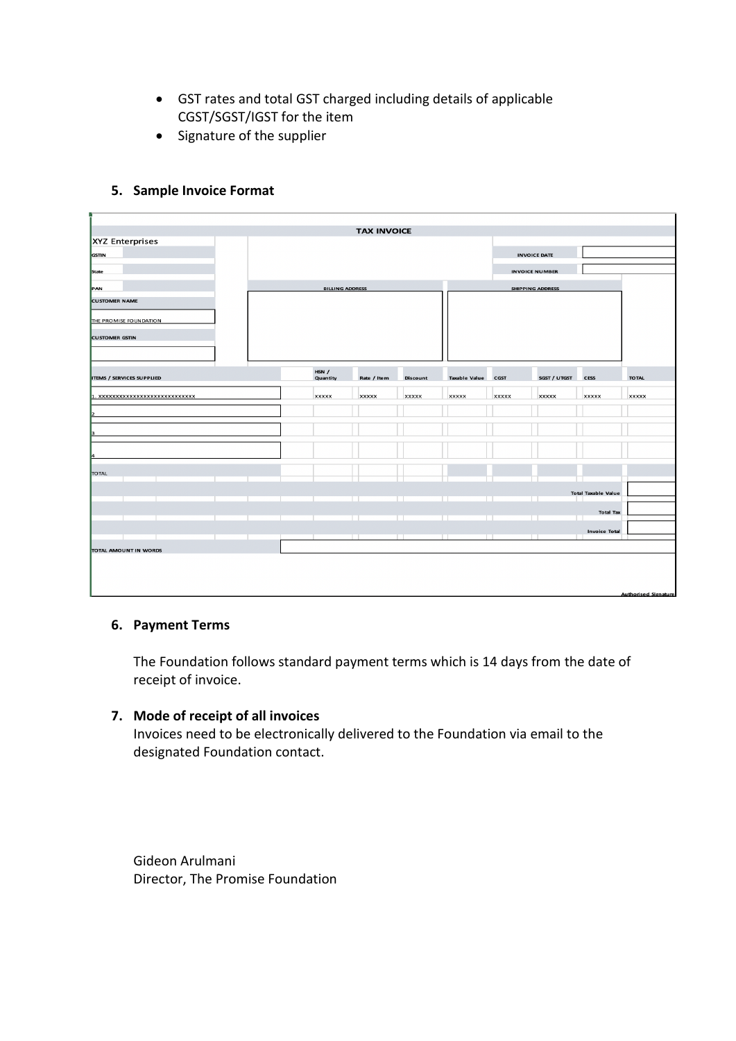- GST rates and total GST charged including details of applicable CGST/SGST/IGST for the item
- Signature of the supplier

## 5. Sample Invoice Format

TAX INVOICE

XYZ Enterprises

| | | | |
|---|---|---|---|
| GSTIN | | INVOICE DATE | |
| State | | INVOICE NUMBER | |
| PAN | | | |

CUSTOMER NAME

THE PROMISE FOUNDATION

CUSTOMER GSTIN

| BILLING ADDRESS | SHIPPING ADDRESS |
|---|---|
| | |

| ITEMS / SERVICES SUPPLIED | HSN / Quantity | Rate / Item | Discount | Taxable Value | CGST | SGST / UTGST | CESS | TOTAL |
|---|---|---|---|---|---|---|---|---|
| 1. xxxxxxxxxxxxxxxxxxxxxxxxxxxx | xxxxx | xxxxx | xxxxx | xxxxx | xxxxx | xxxxx | xxxxx | xxxxx |
| 2 | | | | | | | | |
| 3 | | | | | | | | |
| 4 | | | | | | | | |
| TOTAL | | | | | | | | |

| | |
|---|---|
| Total Taxable Value | |
| Total Tax | |
| Invoice Total | |

TOTAL AMOUNT IN WORDS

Authorised Signature

## 6. Payment Terms

The Foundation follows standard payment terms which is 14 days from the date of receipt of invoice.

## 7. Mode of receipt of all invoices

Invoices need to be electronically delivered to the Foundation via email to the designated Foundation contact.

Gideon Arulmani
Director, The Promise Foundation